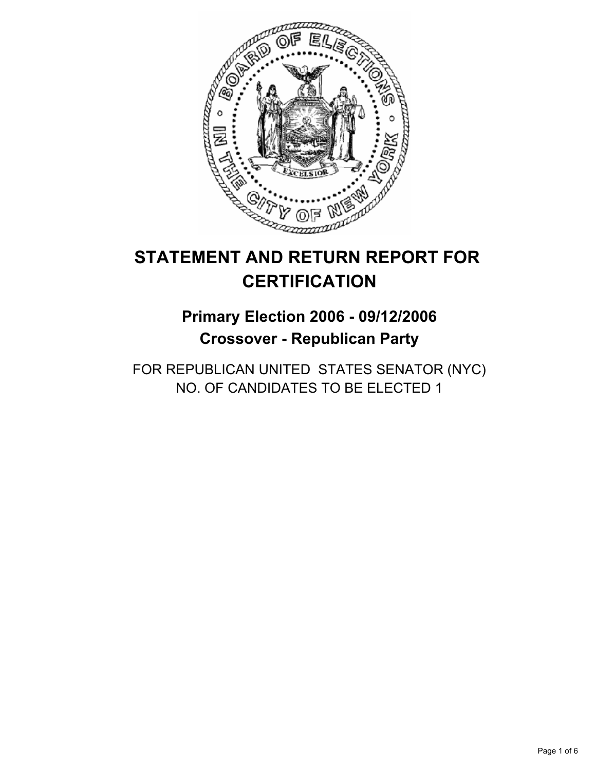# STATEMENT AND RETURN REPORT FOR CERTIFICATION

## Primary Election 2006 - 09/12/2006
## Crossover - Republican Party

FOR REPUBLICAN UNITED STATES SENATOR (NYC)
NO. OF CANDIDATES TO BE ELECTED 1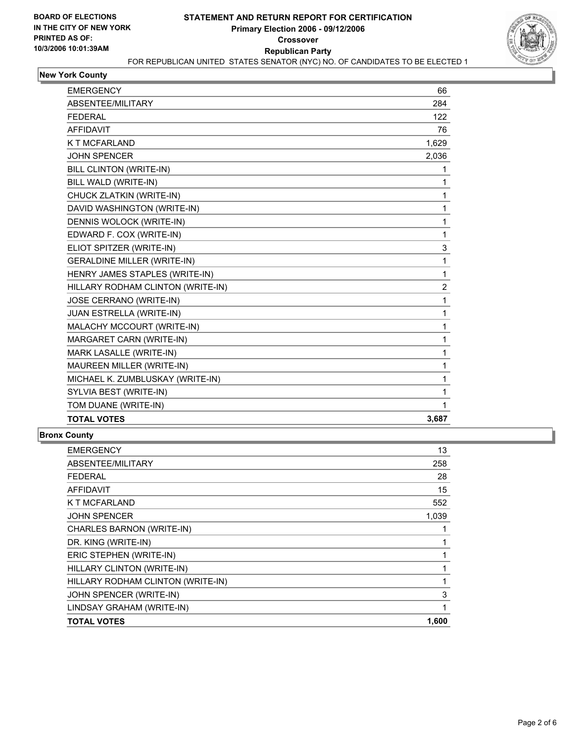BOARD OF ELECTIONS
IN THE CITY OF NEW YORK
PRINTED AS OF:
10/3/2006 10:01:39AM

# STATEMENT AND RETURN REPORT FOR CERTIFICATION
## Primary Election 2006 - 09/12/2006
## Crossover
## Republican Party

FOR REPUBLICAN UNITED STATES SENATOR (NYC) NO. OF CANDIDATES TO BE ELECTED 1

### New York County

| | |
|---|---|
| EMERGENCY | 66 |
| ABSENTEE/MILITARY | 284 |
| FEDERAL | 122 |
| AFFIDAVIT | 76 |
| K T MCFARLAND | 1,629 |
| JOHN SPENCER | 2,036 |
| BILL CLINTON (WRITE-IN) | 1 |
| BILL WALD (WRITE-IN) | 1 |
| CHUCK ZLATKIN (WRITE-IN) | 1 |
| DAVID WASHINGTON (WRITE-IN) | 1 |
| DENNIS WOLOCK (WRITE-IN) | 1 |
| EDWARD F. COX (WRITE-IN) | 1 |
| ELIOT SPITZER (WRITE-IN) | 3 |
| GERALDINE MILLER (WRITE-IN) | 1 |
| HENRY JAMES STAPLES (WRITE-IN) | 1 |
| HILLARY RODHAM CLINTON (WRITE-IN) | 2 |
| JOSE CERRANO (WRITE-IN) | 1 |
| JUAN ESTRELLA (WRITE-IN) | 1 |
| MALACHY MCCOURT (WRITE-IN) | 1 |
| MARGARET CARN (WRITE-IN) | 1 |
| MARK LASALLE (WRITE-IN) | 1 |
| MAUREEN MILLER (WRITE-IN) | 1 |
| MICHAEL K. ZUMBLUSKAY (WRITE-IN) | 1 |
| SYLVIA BEST (WRITE-IN) | 1 |
| TOM DUANE (WRITE-IN) | 1 |
| **TOTAL VOTES** | **3,687** |

### Bronx County

| | |
|---|---|
| EMERGENCY | 13 |
| ABSENTEE/MILITARY | 258 |
| FEDERAL | 28 |
| AFFIDAVIT | 15 |
| K T MCFARLAND | 552 |
| JOHN SPENCER | 1,039 |
| CHARLES BARNON (WRITE-IN) | 1 |
| DR. KING (WRITE-IN) | 1 |
| ERIC STEPHEN (WRITE-IN) | 1 |
| HILLARY CLINTON (WRITE-IN) | 1 |
| HILLARY RODHAM CLINTON (WRITE-IN) | 1 |
| JOHN SPENCER (WRITE-IN) | 3 |
| LINDSAY GRAHAM (WRITE-IN) | 1 |
| **TOTAL VOTES** | **1,600** |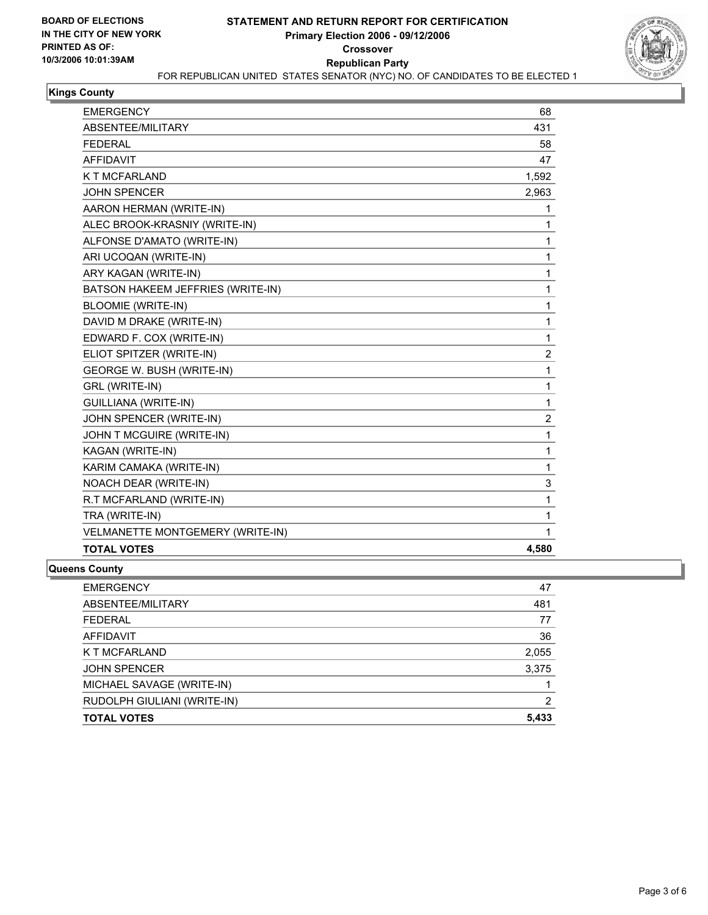**BOARD OF ELECTIONS IN THE CITY OF NEW YORK**
**PRINTED AS OF: 10/3/2006 10:01:39AM**

# STATEMENT AND RETURN REPORT FOR CERTIFICATION
## Primary Election 2006 - 09/12/2006
## Crossover
## Republican Party

FOR REPUBLICAN UNITED STATES SENATOR (NYC) NO. OF CANDIDATES TO BE ELECTED 1

### Kings County

| | |
|---|---|
| EMERGENCY | 68 |
| ABSENTEE/MILITARY | 431 |
| FEDERAL | 58 |
| AFFIDAVIT | 47 |
| K T MCFARLAND | 1,592 |
| JOHN SPENCER | 2,963 |
| AARON HERMAN (WRITE-IN) | 1 |
| ALEC BROOK-KRASNIY (WRITE-IN) | 1 |
| ALFONSE D'AMATO (WRITE-IN) | 1 |
| ARI UCOQAN (WRITE-IN) | 1 |
| ARY KAGAN (WRITE-IN) | 1 |
| BATSON HAKEEM JEFFRIES (WRITE-IN) | 1 |
| BLOOMIE (WRITE-IN) | 1 |
| DAVID M DRAKE (WRITE-IN) | 1 |
| EDWARD F. COX (WRITE-IN) | 1 |
| ELIOT SPITZER (WRITE-IN) | 2 |
| GEORGE W. BUSH (WRITE-IN) | 1 |
| GRL (WRITE-IN) | 1 |
| GUILLIANA (WRITE-IN) | 1 |
| JOHN SPENCER (WRITE-IN) | 2 |
| JOHN T MCGUIRE (WRITE-IN) | 1 |
| KAGAN (WRITE-IN) | 1 |
| KARIM CAMAKA (WRITE-IN) | 1 |
| NOACH DEAR (WRITE-IN) | 3 |
| R.T MCFARLAND (WRITE-IN) | 1 |
| TRA (WRITE-IN) | 1 |
| VELMANETTE MONTGEMERY (WRITE-IN) | 1 |
| **TOTAL VOTES** | **4,580** |

### Queens County

| | |
|---|---|
| EMERGENCY | 47 |
| ABSENTEE/MILITARY | 481 |
| FEDERAL | 77 |
| AFFIDAVIT | 36 |
| K T MCFARLAND | 2,055 |
| JOHN SPENCER | 3,375 |
| MICHAEL SAVAGE (WRITE-IN) | 1 |
| RUDOLPH GIULIANI (WRITE-IN) | 2 |
| **TOTAL VOTES** | **5,433** |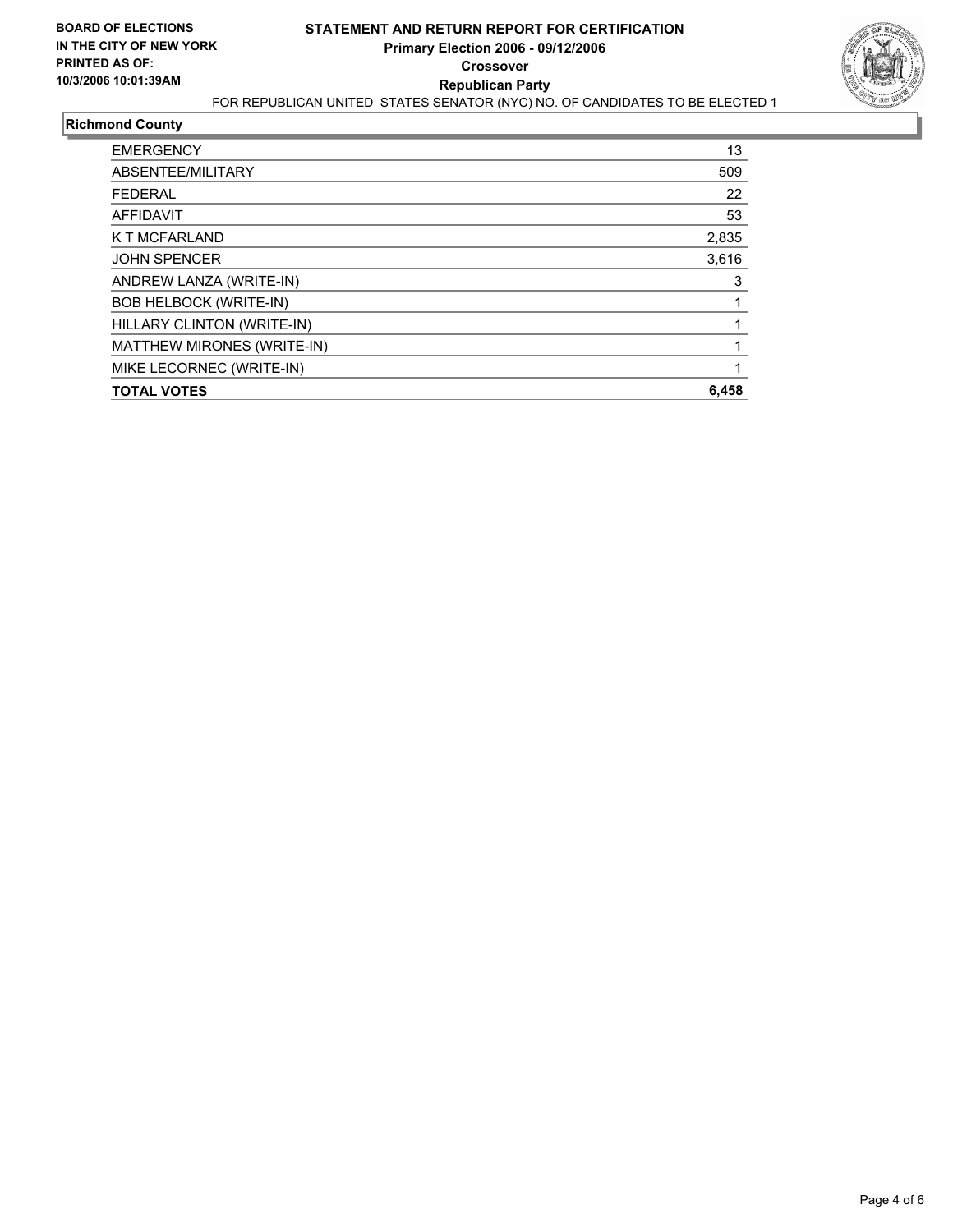**BOARD OF ELECTIONS IN THE CITY OF NEW YORK PRINTED AS OF: 10/3/2006 10:01:39AM**

# STATEMENT AND RETURN REPORT FOR CERTIFICATION
## Primary Election 2006 - 09/12/2006
## Crossover
## Republican Party

FOR REPUBLICAN UNITED STATES SENATOR (NYC) NO. OF CANDIDATES TO BE ELECTED 1

### Richmond County

| | |
|---|---|
| EMERGENCY | 13 |
| ABSENTEE/MILITARY | 509 |
| FEDERAL | 22 |
| AFFIDAVIT | 53 |
| K T MCFARLAND | 2,835 |
| JOHN SPENCER | 3,616 |
| ANDREW LANZA (WRITE-IN) | 3 |
| BOB HELBOCK (WRITE-IN) | 1 |
| HILLARY CLINTON (WRITE-IN) | 1 |
| MATTHEW MIRONES (WRITE-IN) | 1 |
| MIKE LECORNEC (WRITE-IN) | 1 |
| **TOTAL VOTES** | **6,458** |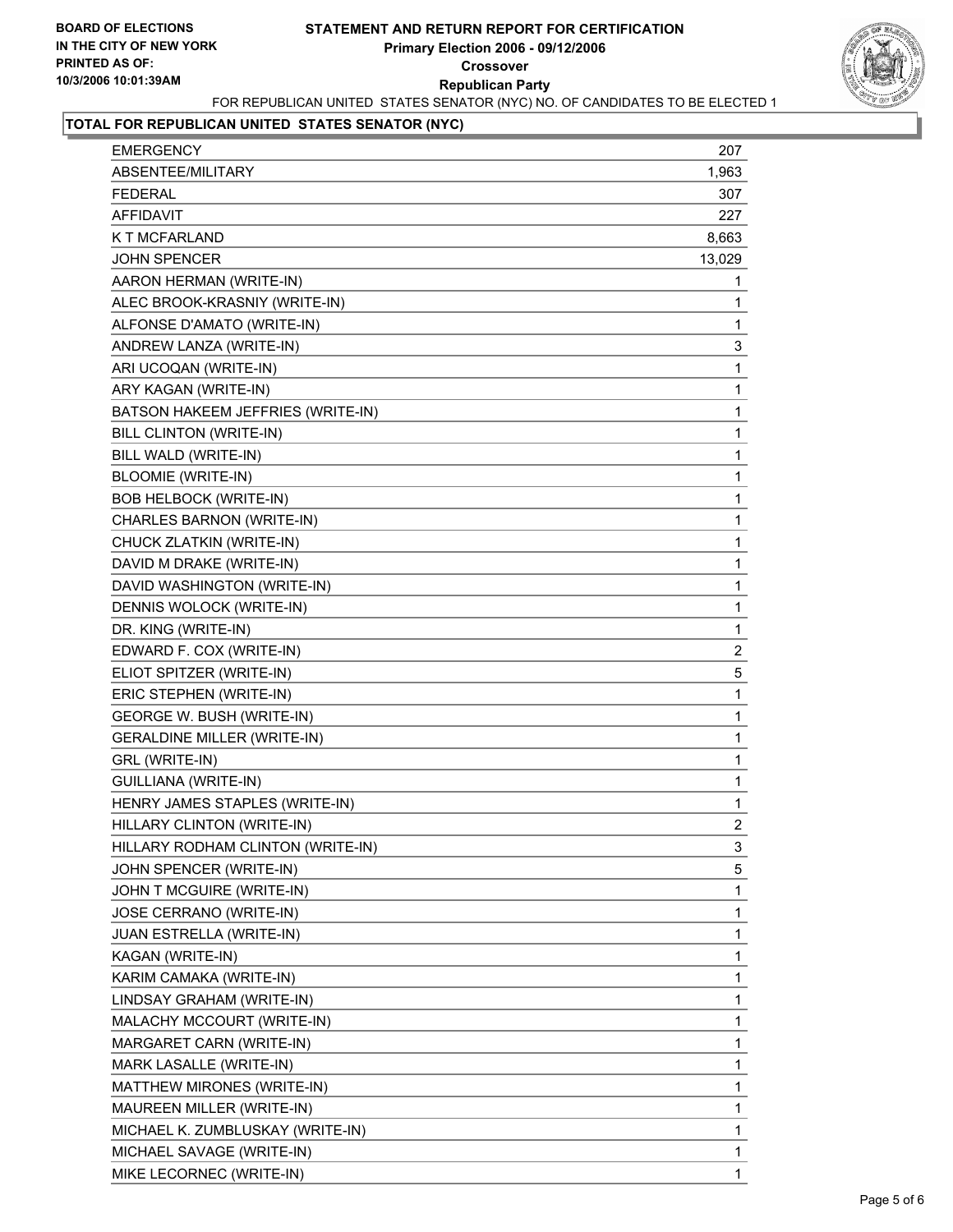**BOARD OF ELECTIONS IN THE CITY OF NEW YORK PRINTED AS OF: 10/3/2006 10:01:39AM**

# STATEMENT AND RETURN REPORT FOR CERTIFICATION
## Primary Election 2006 - 09/12/2006
## Crossover
## Republican Party

FOR REPUBLICAN UNITED STATES SENATOR (NYC) NO. OF CANDIDATES TO BE ELECTED 1

### TOTAL FOR REPUBLICAN UNITED STATES SENATOR (NYC)

| | |
|---|---|
| EMERGENCY | 207 |
| ABSENTEE/MILITARY | 1,963 |
| FEDERAL | 307 |
| AFFIDAVIT | 227 |
| K T MCFARLAND | 8,663 |
| JOHN SPENCER | 13,029 |
| AARON HERMAN (WRITE-IN) | 1 |
| ALEC BROOK-KRASNIY (WRITE-IN) | 1 |
| ALFONSE D'AMATO (WRITE-IN) | 1 |
| ANDREW LANZA (WRITE-IN) | 3 |
| ARI UCOQAN (WRITE-IN) | 1 |
| ARY KAGAN (WRITE-IN) | 1 |
| BATSON HAKEEM JEFFRIES (WRITE-IN) | 1 |
| BILL CLINTON (WRITE-IN) | 1 |
| BILL WALD (WRITE-IN) | 1 |
| BLOOMIE (WRITE-IN) | 1 |
| BOB HELBOCK (WRITE-IN) | 1 |
| CHARLES BARNON (WRITE-IN) | 1 |
| CHUCK ZLATKIN (WRITE-IN) | 1 |
| DAVID M DRAKE (WRITE-IN) | 1 |
| DAVID WASHINGTON (WRITE-IN) | 1 |
| DENNIS WOLOCK (WRITE-IN) | 1 |
| DR. KING (WRITE-IN) | 1 |
| EDWARD F. COX (WRITE-IN) | 2 |
| ELIOT SPITZER (WRITE-IN) | 5 |
| ERIC STEPHEN (WRITE-IN) | 1 |
| GEORGE W. BUSH (WRITE-IN) | 1 |
| GERALDINE MILLER (WRITE-IN) | 1 |
| GRL (WRITE-IN) | 1 |
| GUILLIANA (WRITE-IN) | 1 |
| HENRY JAMES STAPLES (WRITE-IN) | 1 |
| HILLARY CLINTON (WRITE-IN) | 2 |
| HILLARY RODHAM CLINTON (WRITE-IN) | 3 |
| JOHN SPENCER (WRITE-IN) | 5 |
| JOHN T MCGUIRE (WRITE-IN) | 1 |
| JOSE CERRANO (WRITE-IN) | 1 |
| JUAN ESTRELLA (WRITE-IN) | 1 |
| KAGAN (WRITE-IN) | 1 |
| KARIM CAMAKA (WRITE-IN) | 1 |
| LINDSAY GRAHAM (WRITE-IN) | 1 |
| MALACHY MCCOURT (WRITE-IN) | 1 |
| MARGARET CARN (WRITE-IN) | 1 |
| MARK LASALLE (WRITE-IN) | 1 |
| MATTHEW MIRONES (WRITE-IN) | 1 |
| MAUREEN MILLER (WRITE-IN) | 1 |
| MICHAEL K. ZUMBLUSKAY (WRITE-IN) | 1 |
| MICHAEL SAVAGE (WRITE-IN) | 1 |
| MIKE LECORNEC (WRITE-IN) | 1 |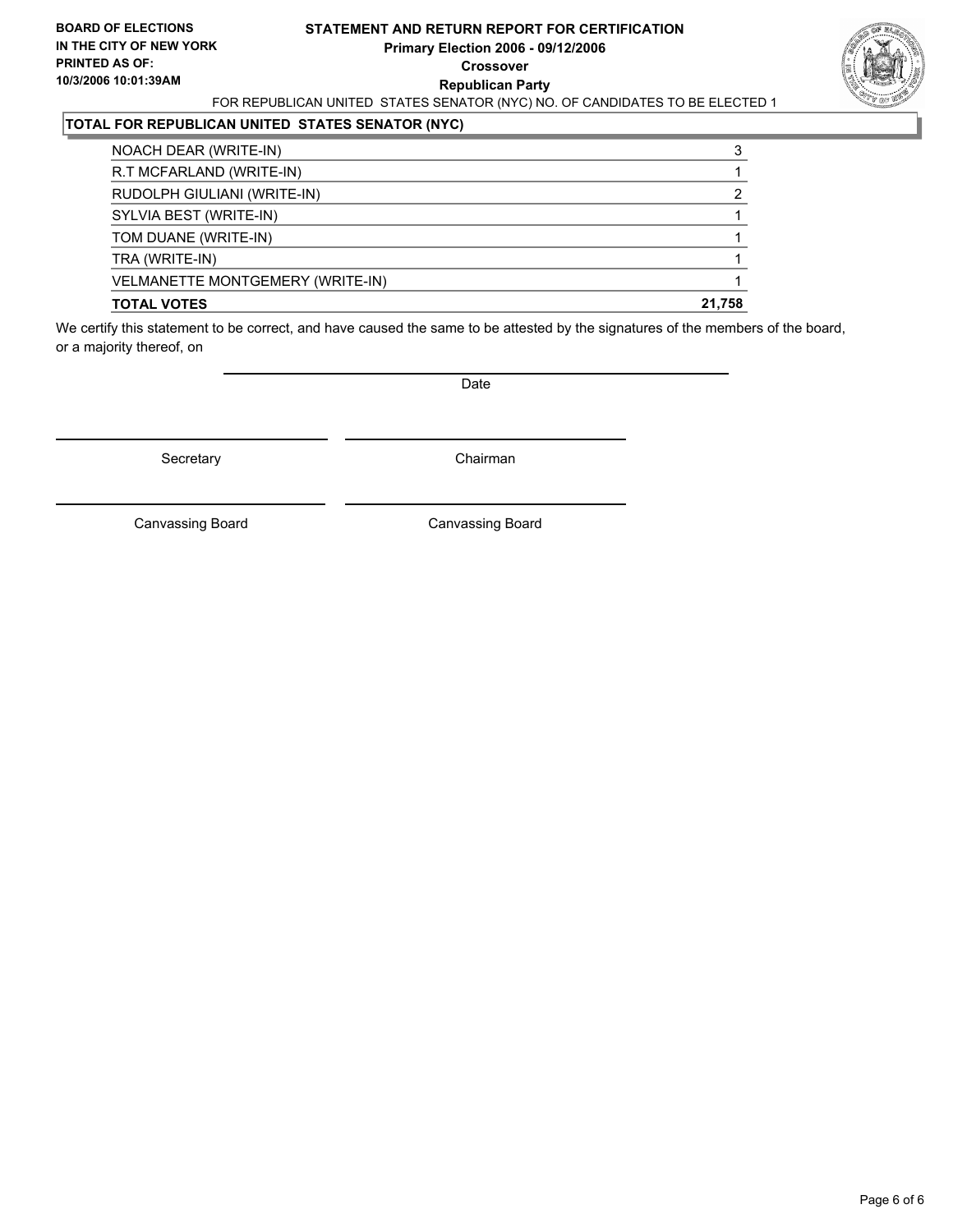**BOARD OF ELECTIONS IN THE CITY OF NEW YORK**
**PRINTED AS OF: 10/3/2006 10:01:39AM**

**STATEMENT AND RETURN REPORT FOR CERTIFICATION**
**Primary Election 2006 - 09/12/2006**
**Crossover**
**Republican Party**

FOR REPUBLICAN UNITED STATES SENATOR (NYC) NO. OF CANDIDATES TO BE ELECTED 1

**TOTAL FOR REPUBLICAN UNITED STATES SENATOR (NYC)**

| | |
|---|---|
| NOACH DEAR (WRITE-IN) | 3 |
| R.T MCFARLAND (WRITE-IN) | 1 |
| RUDOLPH GIULIANI (WRITE-IN) | 2 |
| SYLVIA BEST (WRITE-IN) | 1 |
| TOM DUANE (WRITE-IN) | 1 |
| TRA (WRITE-IN) | 1 |
| VELMANETTE MONTGEMERY (WRITE-IN) | 1 |
| **TOTAL VOTES** | **21,758** |

We certify this statement to be correct, and have caused the same to be attested by the signatures of the members of the board, or a majority thereof, on

Date

Secretary

Chairman

Canvassing Board

Canvassing Board